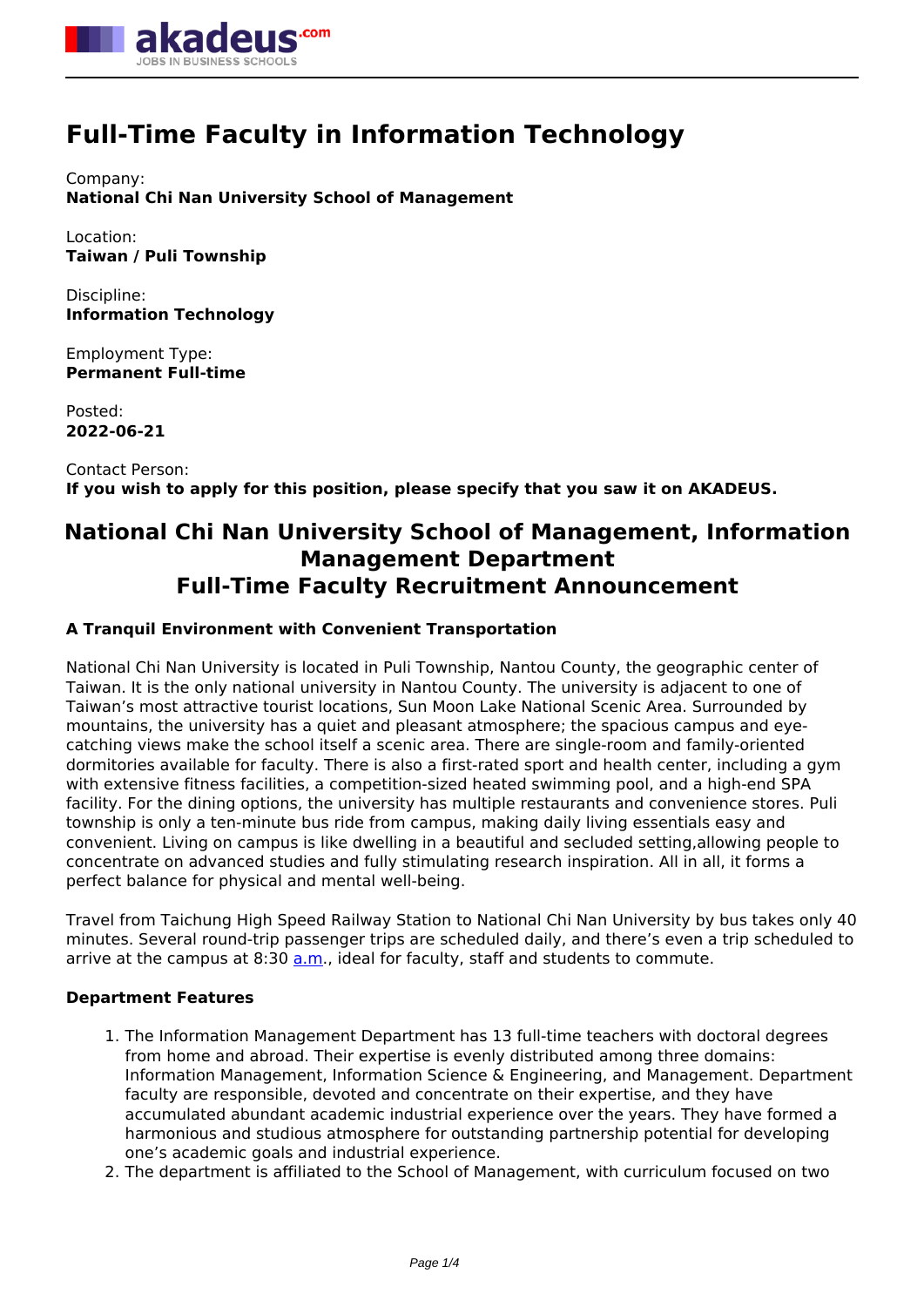# Full-Time Faculty in Information Technology

Company:
**National Chi Nan University School of Management**

Location:
**Taiwan / Puli Township**

Discipline:
**Information Technology**

Employment Type:
**Permanent Full-time**

Posted:
**2022-06-21**

Contact Person:
**If you wish to apply for this position, please specify that you saw it on AKADEUS.**

## National Chi Nan University School of Management, Information Management Department Full-Time Faculty Recruitment Announcement

**A Tranquil Environment with Convenient Transportation**

National Chi Nan University is located in Puli Township, Nantou County, the geographic center of Taiwan. It is the only national university in Nantou County. The university is adjacent to one of Taiwan's most attractive tourist locations, Sun Moon Lake National Scenic Area. Surrounded by mountains, the university has a quiet and pleasant atmosphere; the spacious campus and eye-catching views make the school itself a scenic area. There are single-room and family-oriented dormitories available for faculty. There is also a first-rated sport and health center, including a gym with extensive fitness facilities, a competition-sized heated swimming pool, and a high-end SPA facility. For the dining options, the university has multiple restaurants and convenience stores. Puli township is only a ten-minute bus ride from campus, making daily living essentials easy and convenient. Living on campus is like dwelling in a beautiful and secluded setting,allowing people to concentrate on advanced studies and fully stimulating research inspiration. All in all, it forms a perfect balance for physical and mental well-being.

Travel from Taichung High Speed Railway Station to National Chi Nan University by bus takes only 40 minutes. Several round-trip passenger trips are scheduled daily, and there's even a trip scheduled to arrive at the campus at 8:30 a.m., ideal for faculty, staff and students to commute.

**Department Features**

1. The Information Management Department has 13 full-time teachers with doctoral degrees from home and abroad. Their expertise is evenly distributed among three domains: Information Management, Information Science & Engineering, and Management. Department faculty are responsible, devoted and concentrate on their expertise, and they have accumulated abundant academic industrial experience over the years. They have formed a harmonious and studious atmosphere for outstanding partnership potential for developing one's academic goals and industrial experience.
2. The department is affiliated to the School of Management, with curriculum focused on two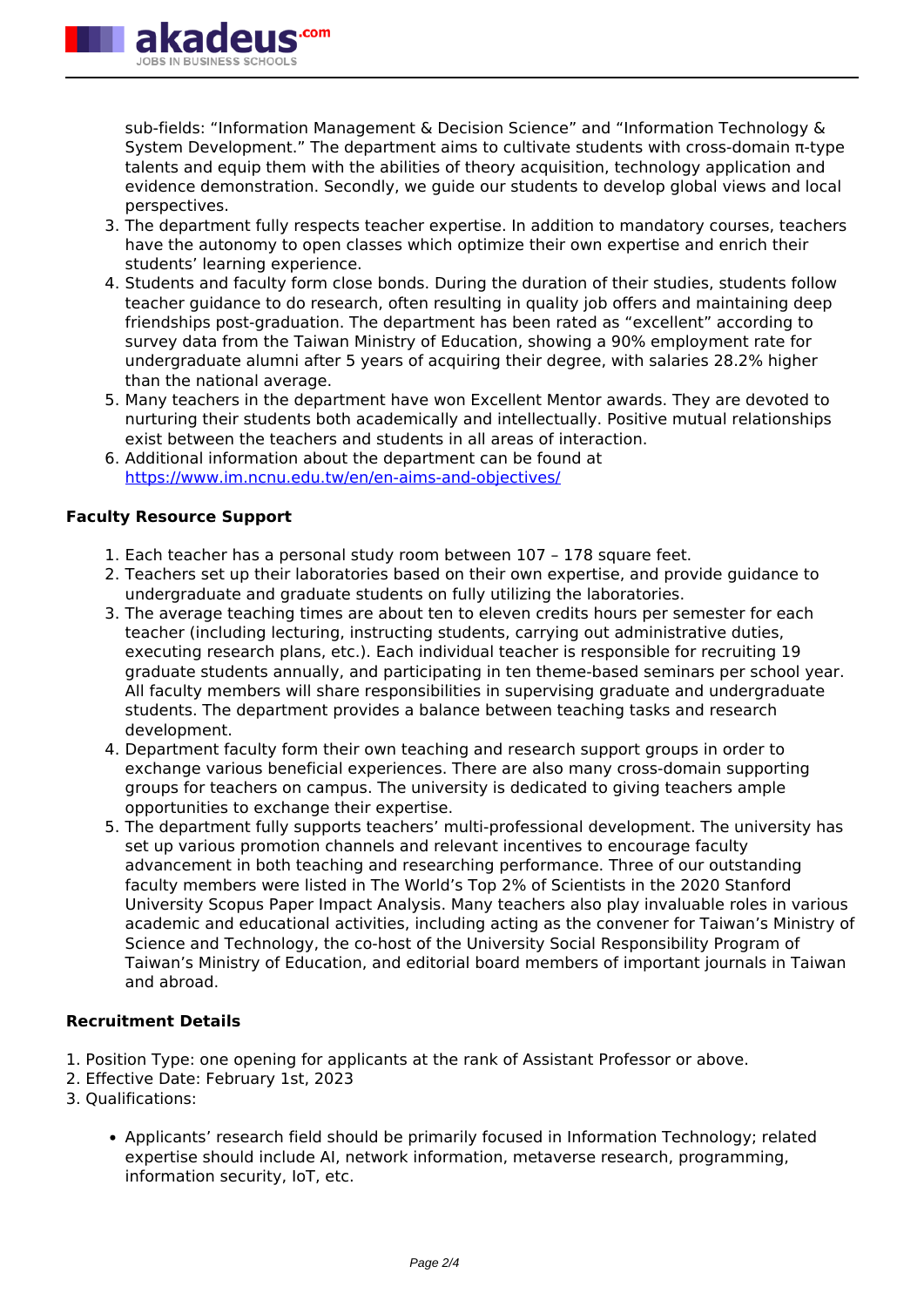sub-fields: "Information Management & Decision Science" and "Information Technology & System Development." The department aims to cultivate students with cross-domain π-type talents and equip them with the abilities of theory acquisition, technology application and evidence demonstration. Secondly, we guide our students to develop global views and local perspectives.

3. The department fully respects teacher expertise. In addition to mandatory courses, teachers have the autonomy to open classes which optimize their own expertise and enrich their students' learning experience.
4. Students and faculty form close bonds. During the duration of their studies, students follow teacher guidance to do research, often resulting in quality job offers and maintaining deep friendships post-graduation. The department has been rated as "excellent" according to survey data from the Taiwan Ministry of Education, showing a 90% employment rate for undergraduate alumni after 5 years of acquiring their degree, with salaries 28.2% higher than the national average.
5. Many teachers in the department have won Excellent Mentor awards. They are devoted to nurturing their students both academically and intellectually. Positive mutual relationships exist between the teachers and students in all areas of interaction.
6. Additional information about the department can be found at https://www.im.ncnu.edu.tw/en/en-aims-and-objectives/

**Faculty Resource Support**

1. Each teacher has a personal study room between 107 – 178 square feet.
2. Teachers set up their laboratories based on their own expertise, and provide guidance to undergraduate and graduate students on fully utilizing the laboratories.
3. The average teaching times are about ten to eleven credits hours per semester for each teacher (including lecturing, instructing students, carrying out administrative duties, executing research plans, etc.). Each individual teacher is responsible for recruiting 19 graduate students annually, and participating in ten theme-based seminars per school year. All faculty members will share responsibilities in supervising graduate and undergraduate students. The department provides a balance between teaching tasks and research development.
4. Department faculty form their own teaching and research support groups in order to exchange various beneficial experiences. There are also many cross-domain supporting groups for teachers on campus. The university is dedicated to giving teachers ample opportunities to exchange their expertise.
5. The department fully supports teachers' multi-professional development. The university has set up various promotion channels and relevant incentives to encourage faculty advancement in both teaching and researching performance. Three of our outstanding faculty members were listed in The World's Top 2% of Scientists in the 2020 Stanford University Scopus Paper Impact Analysis. Many teachers also play invaluable roles in various academic and educational activities, including acting as the convener for Taiwan's Ministry of Science and Technology, the co-host of the University Social Responsibility Program of Taiwan's Ministry of Education, and editorial board members of important journals in Taiwan and abroad.

**Recruitment Details**

1. Position Type: one opening for applicants at the rank of Assistant Professor or above.
2. Effective Date: February 1st, 2023
3. Qualifications:

- Applicants' research field should be primarily focused in Information Technology; related expertise should include AI, network information, metaverse research, programming, information security, IoT, etc.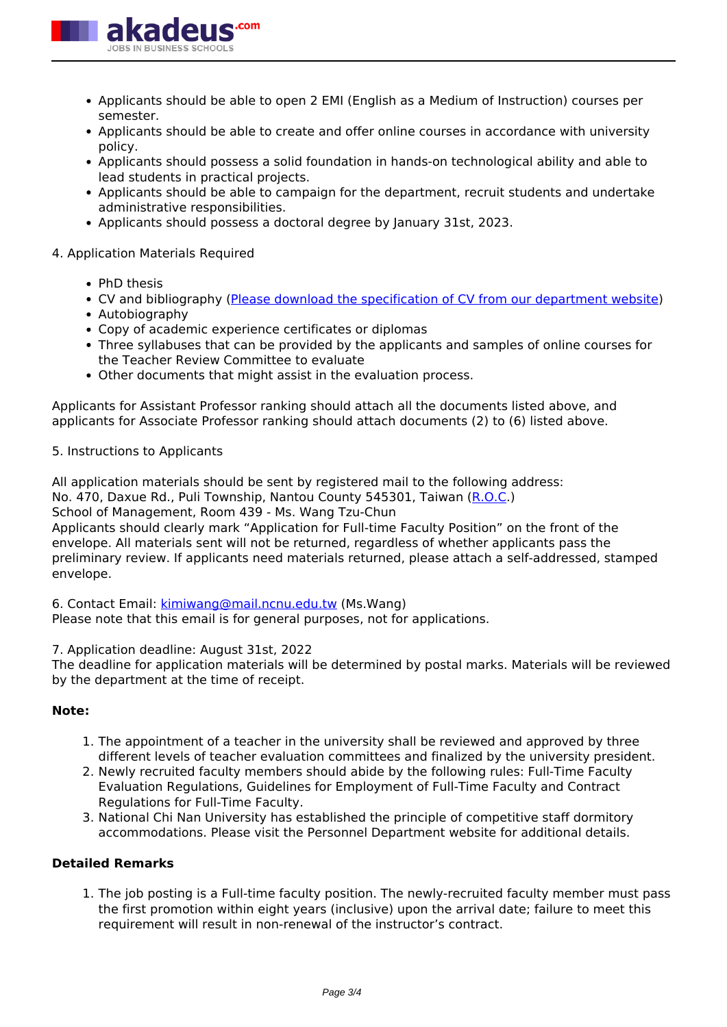- Applicants should be able to open 2 EMI (English as a Medium of Instruction) courses per semester.
- Applicants should be able to create and offer online courses in accordance with university policy.
- Applicants should possess a solid foundation in hands-on technological ability and able to lead students in practical projects.
- Applicants should be able to campaign for the department, recruit students and undertake administrative responsibilities.
- Applicants should possess a doctoral degree by January 31st, 2023.

4. Application Materials Required

- PhD thesis
- CV and bibliography (Please download the specification of CV from our department website)
- Autobiography
- Copy of academic experience certificates or diplomas
- Three syllabuses that can be provided by the applicants and samples of online courses for the Teacher Review Committee to evaluate
- Other documents that might assist in the evaluation process.

Applicants for Assistant Professor ranking should attach all the documents listed above, and applicants for Associate Professor ranking should attach documents (2) to (6) listed above.

5. Instructions to Applicants

All application materials should be sent by registered mail to the following address:
No. 470, Daxue Rd., Puli Township, Nantou County 545301, Taiwan (R.O.C.)
School of Management, Room 439 - Ms. Wang Tzu-Chun
Applicants should clearly mark "Application for Full-time Faculty Position" on the front of the envelope. All materials sent will not be returned, regardless of whether applicants pass the preliminary review. If applicants need materials returned, please attach a self-addressed, stamped envelope.

6. Contact Email: kimiwang@mail.ncnu.edu.tw (Ms.Wang)
Please note that this email is for general purposes, not for applications.

7. Application deadline: August 31st, 2022
The deadline for application materials will be determined by postal marks. Materials will be reviewed by the department at the time of receipt.

**Note:**

1. The appointment of a teacher in the university shall be reviewed and approved by three different levels of teacher evaluation committees and finalized by the university president.
2. Newly recruited faculty members should abide by the following rules: Full-Time Faculty Evaluation Regulations, Guidelines for Employment of Full-Time Faculty and Contract Regulations for Full-Time Faculty.
3. National Chi Nan University has established the principle of competitive staff dormitory accommodations. Please visit the Personnel Department website for additional details.

**Detailed Remarks**

1. The job posting is a Full-time faculty position. The newly-recruited faculty member must pass the first promotion within eight years (inclusive) upon the arrival date; failure to meet this requirement will result in non-renewal of the instructor's contract.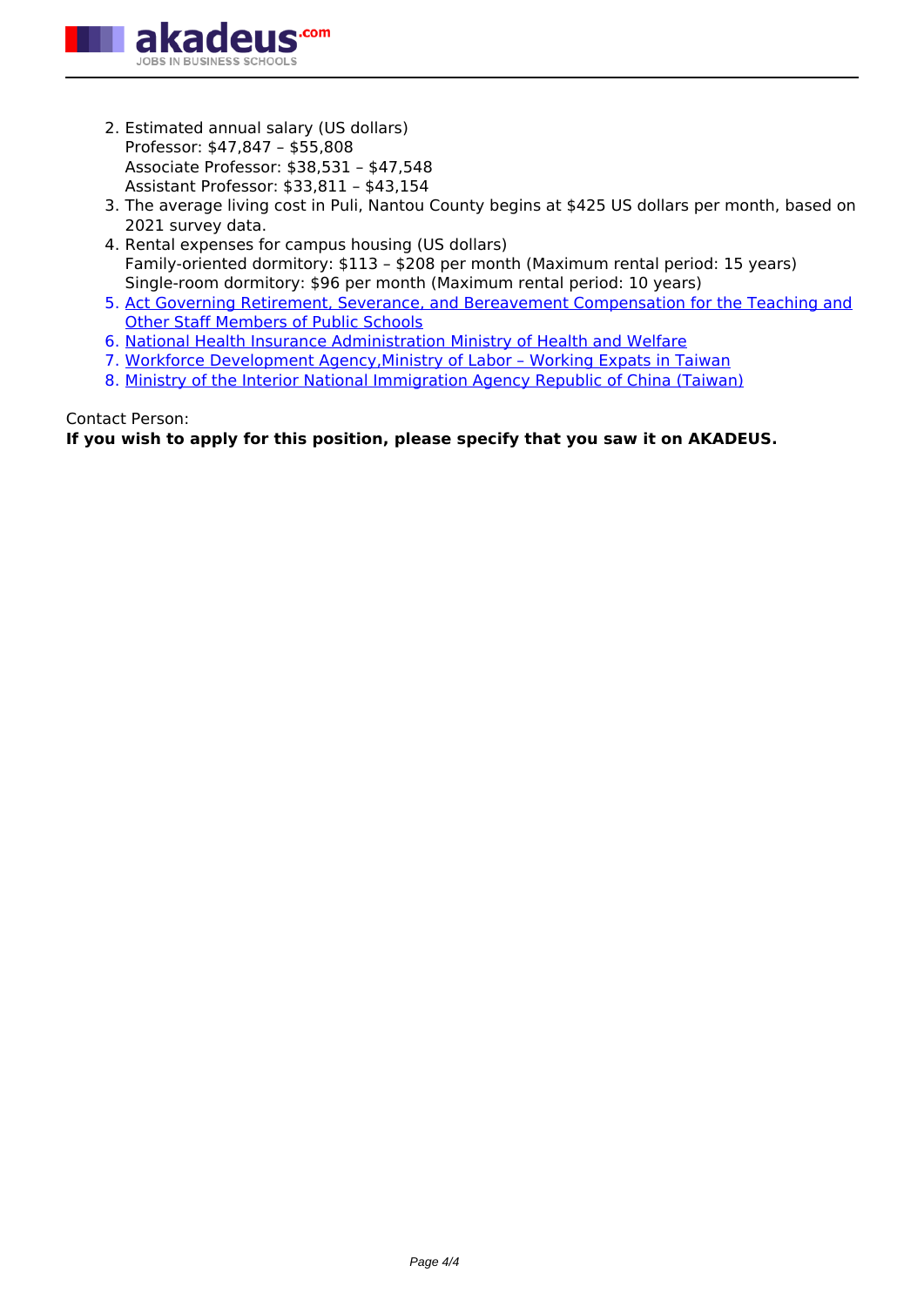2. Estimated annual salary (US dollars)
   Professor: $47,847 – $55,808
   Associate Professor: $38,531 – $47,548
   Assistant Professor: $33,811 – $43,154
3. The average living cost in Puli, Nantou County begins at $425 US dollars per month, based on 2021 survey data.
4. Rental expenses for campus housing (US dollars)
   Family-oriented dormitory: $113 – $208 per month (Maximum rental period: 15 years)
   Single-room dormitory: $96 per month (Maximum rental period: 10 years)
5. Act Governing Retirement, Severance, and Bereavement Compensation for the Teaching and Other Staff Members of Public Schools
6. National Health Insurance Administration Ministry of Health and Welfare
7. Workforce Development Agency,Ministry of Labor – Working Expats in Taiwan
8. Ministry of the Interior National Immigration Agency Republic of China (Taiwan)

Contact Person:

**If you wish to apply for this position, please specify that you saw it on AKADEUS.**